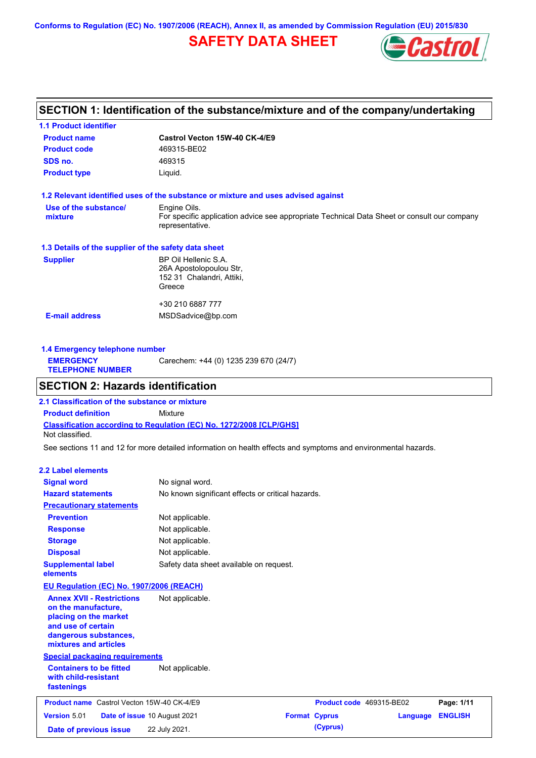Conforms to Regulation (EC) No. 1907/2006 (REACH), Annex II, as amended by Commission Regulation (EU) 2015/830

# SAFETY DATA SHEET

## SECTION 1: Identification of the substance/mixture and of the company/undertaking

### 1.1 Product identifier

| | |
|---|---|
| **Product name** | **Castrol Vecton 15W-40 CK-4/E9** |
| **Product code** | 469315-BE02 |
| **SDS no.** | 469315 |
| **Product type** | Liquid. |

### 1.2 Relevant identified uses of the substance or mixture and uses advised against

| | |
|---|---|
| **Use of the substance/ mixture** | Engine Oils. For specific application advice see appropriate Technical Data Sheet or consult our company representative. |

### 1.3 Details of the supplier of the safety data sheet

| | |
|---|---|
| **Supplier** | BP Oil Hellenic S.A. 26A Apostolopoulou Str, 152 31 Chalandri, Attiki, Greece<br><br>+30 210 6887 777 |
| **E-mail address** | MSDSadvice@bp.com |

### 1.4 Emergency telephone number

| | |
|---|---|
| **EMERGENCY TELEPHONE NUMBER** | Carechem: +44 (0) 1235 239 670 (24/7) |

## SECTION 2: Hazards identification

### 2.1 Classification of the substance or mixture

**Product definition** Mixture

**Classification according to Regulation (EC) No. 1272/2008 [CLP/GHS]**

Not classified.

See sections 11 and 12 for more detailed information on health effects and symptoms and environmental hazards.

### 2.2 Label elements

| | |
|---|---|
| **Signal word** | No signal word. |
| **Hazard statements** | No known significant effects or critical hazards. |
| **Precautionary statements** | |
| **Prevention** | Not applicable. |
| **Response** | Not applicable. |
| **Storage** | Not applicable. |
| **Disposal** | Not applicable. |
| **Supplemental label elements** | Safety data sheet available on request. |

**EU Regulation (EC) No. 1907/2006 (REACH)**

| | |
|---|---|
| **Annex XVII - Restrictions on the manufacture, placing on the market and use of certain dangerous substances, mixtures and articles** | Not applicable. |

**Special packaging requirements**

| | |
|---|---|
| **Containers to be fitted with child-resistant fastenings** | Not applicable. |

| | | | |
|---|---|---|---|
| **Product name** Castrol Vecton 15W-40 CK-4/E9 | | **Product code** 469315-BE02 | |
| **Version** 5.01 | **Date of issue** 10 August 2021 | **Format** Cyprus (Cyprus) | **Language** ENGLISH |
| **Date of previous issue** | 22 July 2021. | | |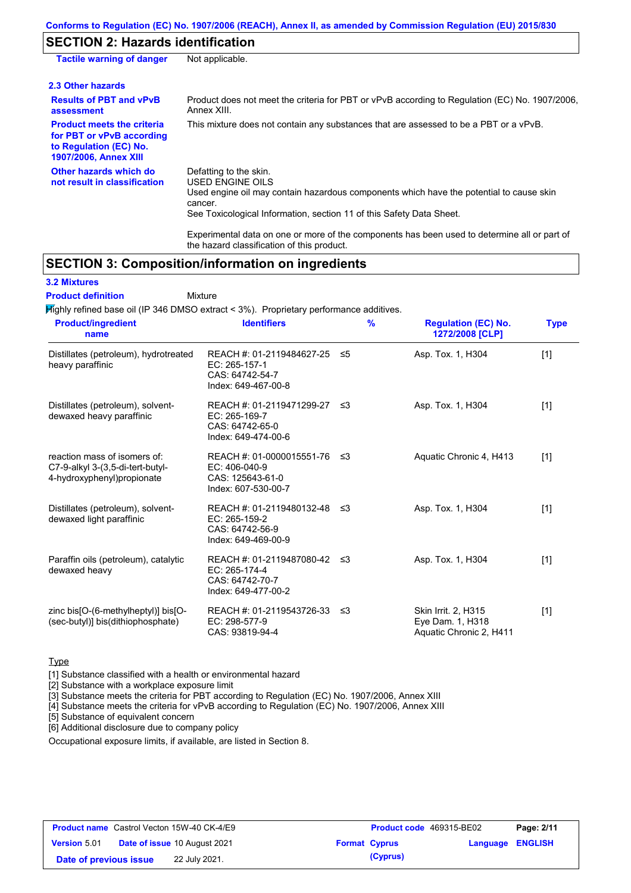## SECTION 2: Hazards identification

| | |
|---|---|
| **Tactile warning of danger** | Not applicable. |

### 2.3 Other hazards

| | |
|---|---|
| **Results of PBT and vPvB assessment** | Product does not meet the criteria for PBT or vPvB according to Regulation (EC) No. 1907/2006, Annex XIII. |
| **Product meets the criteria for PBT or vPvB according to Regulation (EC) No. 1907/2006, Annex XIII** | This mixture does not contain any substances that are assessed to be a PBT or a vPvB. |
| **Other hazards which do not result in classification** | Defatting to the skin.<br>USED ENGINE OILS<br>Used engine oil may contain hazardous components which have the potential to cause skin cancer.<br>See Toxicological Information, section 11 of this Safety Data Sheet.<br><br>Experimental data on one or more of the components has been used to determine all or part of the hazard classification of this product. |

## SECTION 3: Composition/information on ingredients

### 3.2 Mixtures

**Product definition** Mixture

Highly refined base oil (IP 346 DMSO extract < 3%). Proprietary performance additives.

| Product/ingredient name | Identifiers | % | Regulation (EC) No. 1272/2008 [CLP] | Type |
|---|---|---|---|---|
| Distillates (petroleum), hydrotreated heavy paraffinic | REACH #: 01-2119484627-25<br>EC: 265-157-1<br>CAS: 64742-54-7<br>Index: 649-467-00-8 | ≤5 | Asp. Tox. 1, H304 | [1] |
| Distillates (petroleum), solvent-dewaxed heavy paraffinic | REACH #: 01-2119471299-27<br>EC: 265-169-7<br>CAS: 64742-65-0<br>Index: 649-474-00-6 | ≤3 | Asp. Tox. 1, H304 | [1] |
| reaction mass of isomers of: C7-9-alkyl 3-(3,5-di-tert-butyl-4-hydroxyphenyl)propionate | REACH #: 01-0000015551-76<br>EC: 406-040-9<br>CAS: 125643-61-0<br>Index: 607-530-00-7 | ≤3 | Aquatic Chronic 4, H413 | [1] |
| Distillates (petroleum), solvent-dewaxed light paraffinic | REACH #: 01-2119480132-48<br>EC: 265-159-2<br>CAS: 64742-56-9<br>Index: 649-469-00-9 | ≤3 | Asp. Tox. 1, H304 | [1] |
| Paraffin oils (petroleum), catalytic dewaxed heavy | REACH #: 01-2119487080-42<br>EC: 265-174-4<br>CAS: 64742-70-7<br>Index: 649-477-00-2 | ≤3 | Asp. Tox. 1, H304 | [1] |
| zinc bis[O-(6-methylheptyl)] bis[O-(sec-butyl)] bis(dithiophosphate) | REACH #: 01-2119543726-33<br>EC: 298-577-9<br>CAS: 93819-94-4 | ≤3 | Skin Irrit. 2, H315<br>Eye Dam. 1, H318<br>Aquatic Chronic 2, H411 | [1] |

Type

[1] Substance classified with a health or environmental hazard
[2] Substance with a workplace exposure limit
[3] Substance meets the criteria for PBT according to Regulation (EC) No. 1907/2006, Annex XIII
[4] Substance meets the criteria for vPvB according to Regulation (EC) No. 1907/2006, Annex XIII
[5] Substance of equivalent concern
[6] Additional disclosure due to company policy

Occupational exposure limits, if available, are listed in Section 8.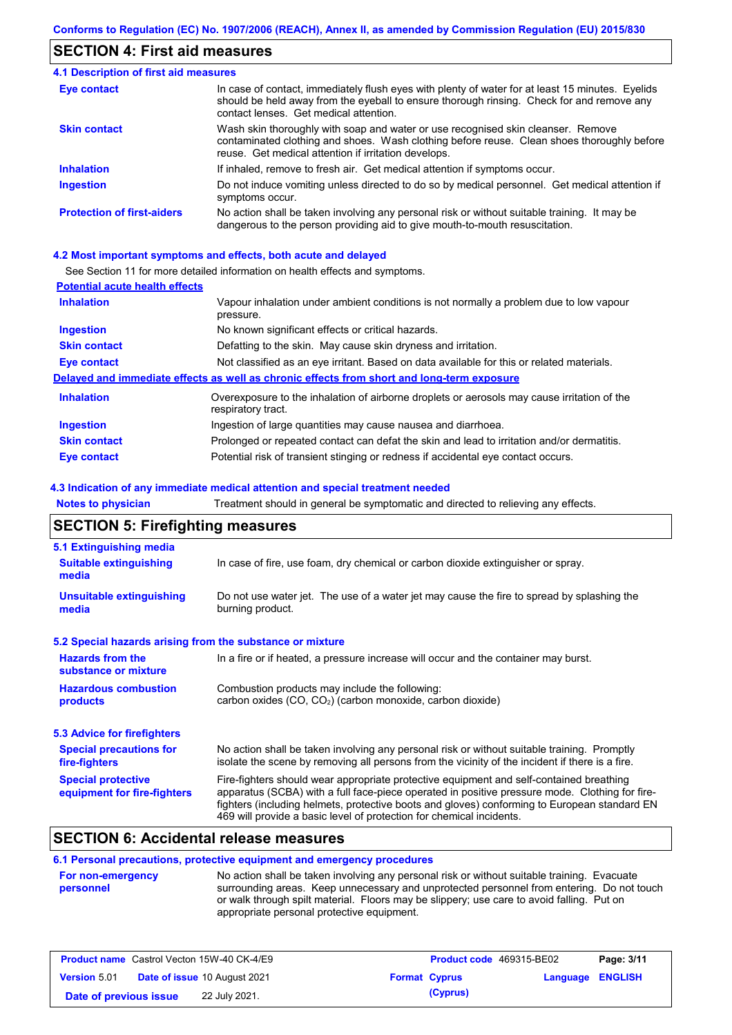Conforms to Regulation (EC) No. 1907/2006 (REACH), Annex II, as amended by Commission Regulation (EU) 2015/830

## SECTION 4: First aid measures

### 4.1 Description of first aid measures

| | |
|---|---|
| **Eye contact** | In case of contact, immediately flush eyes with plenty of water for at least 15 minutes. Eyelids should be held away from the eyeball to ensure thorough rinsing. Check for and remove any contact lenses. Get medical attention. |
| **Skin contact** | Wash skin thoroughly with soap and water or use recognised skin cleanser. Remove contaminated clothing and shoes. Wash clothing before reuse. Clean shoes thoroughly before reuse. Get medical attention if irritation develops. |
| **Inhalation** | If inhaled, remove to fresh air. Get medical attention if symptoms occur. |
| **Ingestion** | Do not induce vomiting unless directed to do so by medical personnel. Get medical attention if symptoms occur. |
| **Protection of first-aiders** | No action shall be taken involving any personal risk or without suitable training. It may be dangerous to the person providing aid to give mouth-to-mouth resuscitation. |

### 4.2 Most important symptoms and effects, both acute and delayed

See Section 11 for more detailed information on health effects and symptoms.

**Potential acute health effects**

| | |
|---|---|
| **Inhalation** | Vapour inhalation under ambient conditions is not normally a problem due to low vapour pressure. |
| **Ingestion** | No known significant effects or critical hazards. |
| **Skin contact** | Defatting to the skin. May cause skin dryness and irritation. |
| **Eye contact** | Not classified as an eye irritant. Based on data available for this or related materials. |

**Delayed and immediate effects as well as chronic effects from short and long-term exposure**

| | |
|---|---|
| **Inhalation** | Overexposure to the inhalation of airborne droplets or aerosols may cause irritation of the respiratory tract. |
| **Ingestion** | Ingestion of large quantities may cause nausea and diarrhoea. |
| **Skin contact** | Prolonged or repeated contact can defat the skin and lead to irritation and/or dermatitis. |
| **Eye contact** | Potential risk of transient stinging or redness if accidental eye contact occurs. |

### 4.3 Indication of any immediate medical attention and special treatment needed

| | |
|---|---|
| **Notes to physician** | Treatment should in general be symptomatic and directed to relieving any effects. |

## SECTION 5: Firefighting measures

### 5.1 Extinguishing media

| | |
|---|---|
| **Suitable extinguishing media** | In case of fire, use foam, dry chemical or carbon dioxide extinguisher or spray. |
| **Unsuitable extinguishing media** | Do not use water jet. The use of a water jet may cause the fire to spread by splashing the burning product. |

### 5.2 Special hazards arising from the substance or mixture

| | |
|---|---|
| **Hazards from the substance or mixture** | In a fire or if heated, a pressure increase will occur and the container may burst. |
| **Hazardous combustion products** | Combustion products may include the following: carbon oxides (CO, $CO_2$) (carbon monoxide, carbon dioxide) |

### 5.3 Advice for firefighters

| | |
|---|---|
| **Special precautions for fire-fighters** | No action shall be taken involving any personal risk or without suitable training. Promptly isolate the scene by removing all persons from the vicinity of the incident if there is a fire. |
| **Special protective equipment for fire-fighters** | Fire-fighters should wear appropriate protective equipment and self-contained breathing apparatus (SCBA) with a full face-piece operated in positive pressure mode. Clothing for fire-fighters (including helmets, protective boots and gloves) conforming to European standard EN 469 will provide a basic level of protection for chemical incidents. |

## SECTION 6: Accidental release measures

### 6.1 Personal precautions, protective equipment and emergency procedures

| | |
|---|---|
| **For non-emergency personnel** | No action shall be taken involving any personal risk or without suitable training. Evacuate surrounding areas. Keep unnecessary and unprotected personnel from entering. Do not touch or walk through spilt material. Floors may be slippery; use care to avoid falling. Put on appropriate personal protective equipment. |

| | | | |
|---|---|---|---|
| **Product name** Castrol Vecton 15W-40 CK-4/E9 | | **Product code** 469315-BE02 | |
| **Version** 5.01 | **Date of issue** 10 August 2021 | **Format** Cyprus (Cyprus) | **Language** ENGLISH |
| **Date of previous issue** | 22 July 2021. | | |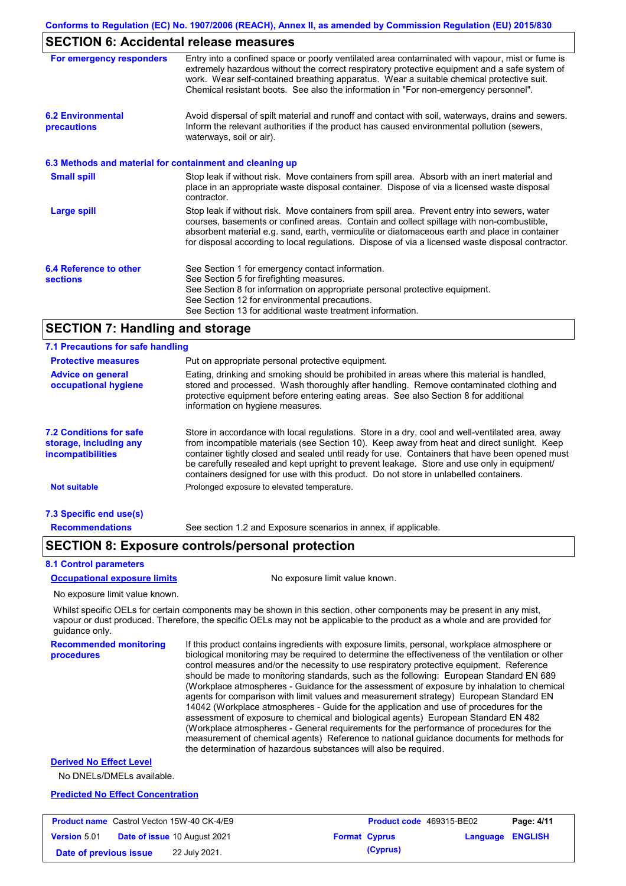## SECTION 6: Accidental release measures

**For emergency responders**

Entry into a confined space or poorly ventilated area contaminated with vapour, mist or fume is extremely hazardous without the correct respiratory protective equipment and a safe system of work. Wear self-contained breathing apparatus. Wear a suitable chemical protective suit. Chemical resistant boots. See also the information in "For non-emergency personnel".

**6.2 Environmental precautions**

Avoid dispersal of spilt material and runoff and contact with soil, waterways, drains and sewers. Inform the relevant authorities if the product has caused environmental pollution (sewers, waterways, soil or air).

### 6.3 Methods and material for containment and cleaning up

**Small spill**

Stop leak if without risk. Move containers from spill area. Absorb with an inert material and place in an appropriate waste disposal container. Dispose of via a licensed waste disposal contractor.

**Large spill**

Stop leak if without risk. Move containers from spill area. Prevent entry into sewers, water courses, basements or confined areas. Contain and collect spillage with non-combustible, absorbent material e.g. sand, earth, vermiculite or diatomaceous earth and place in container for disposal according to local regulations. Dispose of via a licensed waste disposal contractor.

**6.4 Reference to other sections**

See Section 1 for emergency contact information.
See Section 5 for firefighting measures.
See Section 8 for information on appropriate personal protective equipment.
See Section 12 for environmental precautions.
See Section 13 for additional waste treatment information.

## SECTION 7: Handling and storage

### 7.1 Precautions for safe handling

**Protective measures**

Put on appropriate personal protective equipment.

**Advice on general occupational hygiene**

Eating, drinking and smoking should be prohibited in areas where this material is handled, stored and processed. Wash thoroughly after handling. Remove contaminated clothing and protective equipment before entering eating areas. See also Section 8 for additional information on hygiene measures.

**7.2 Conditions for safe storage, including any incompatibilities**

Store in accordance with local regulations. Store in a dry, cool and well-ventilated area, away from incompatible materials (see Section 10). Keep away from heat and direct sunlight. Keep container tightly closed and sealed until ready for use. Containers that have been opened must be carefully resealed and kept upright to prevent leakage. Store and use only in equipment/containers designed for use with this product. Do not store in unlabelled containers.

**Not suitable**

Prolonged exposure to elevated temperature.

### 7.3 Specific end use(s)

**Recommendations**

See section 1.2 and Exposure scenarios in annex, if applicable.

## SECTION 8: Exposure controls/personal protection

### 8.1 Control parameters

**Occupational exposure limits**

No exposure limit value known.

No exposure limit value known.

Whilst specific OELs for certain components may be shown in this section, other components may be present in any mist, vapour or dust produced. Therefore, the specific OELs may not be applicable to the product as a whole and are provided for guidance only.

**Recommended monitoring procedures**

If this product contains ingredients with exposure limits, personal, workplace atmosphere or biological monitoring may be required to determine the effectiveness of the ventilation or other control measures and/or the necessity to use respiratory protective equipment. Reference should be made to monitoring standards, such as the following: European Standard EN 689 (Workplace atmospheres - Guidance for the assessment of exposure by inhalation to chemical agents for comparison with limit values and measurement strategy) European Standard EN 14042 (Workplace atmospheres - Guide for the application and use of procedures for the assessment of exposure to chemical and biological agents) European Standard EN 482 (Workplace atmospheres - General requirements for the performance of procedures for the measurement of chemical agents) Reference to national guidance documents for methods for the determination of hazardous substances will also be required.

**Derived No Effect Level**

No DNELs/DMELs available.

**Predicted No Effect Concentration**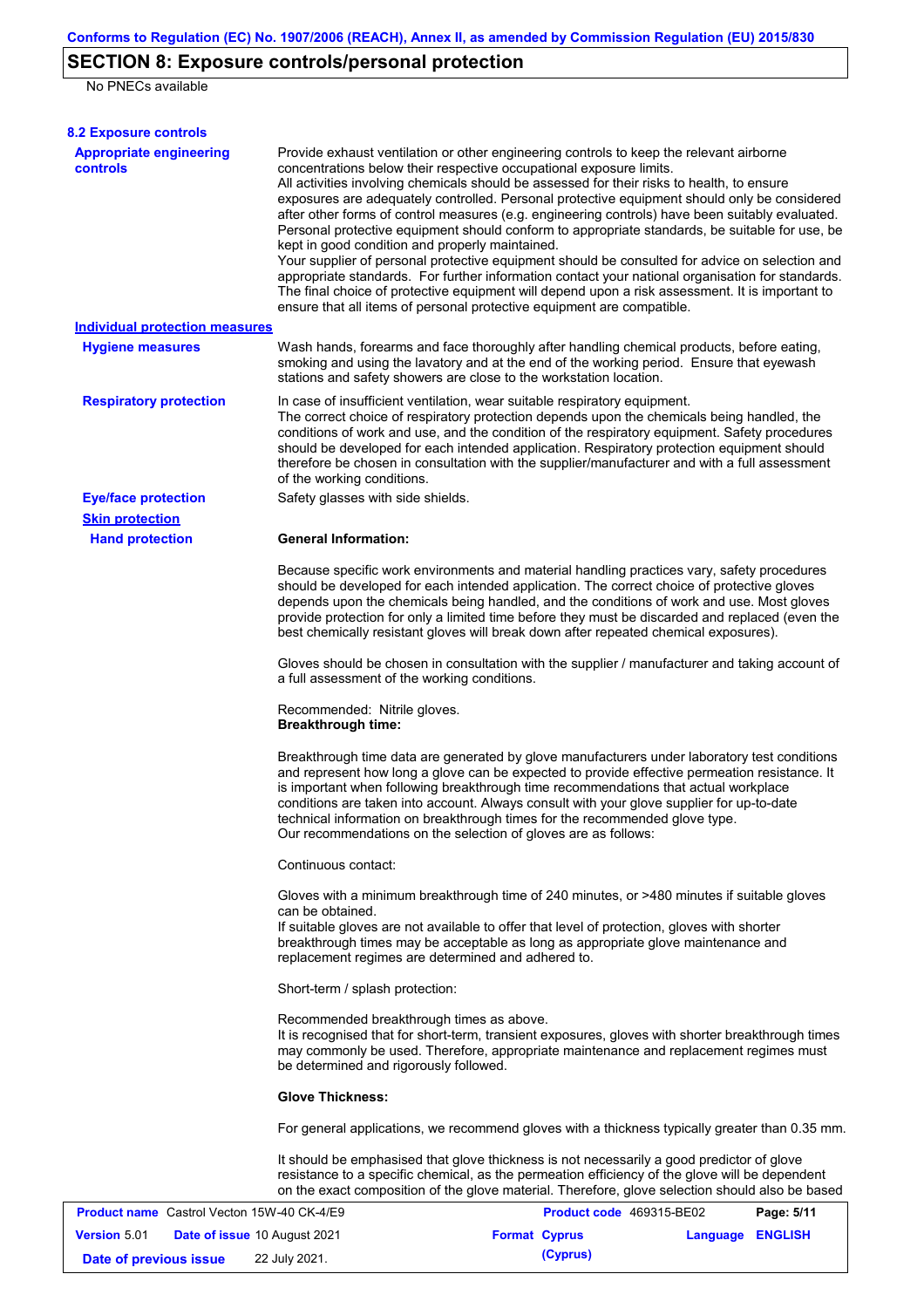# SECTION 8: Exposure controls/personal protection

No PNECs available

## 8.2 Exposure controls

**Appropriate engineering controls**

Provide exhaust ventilation or other engineering controls to keep the relevant airborne concentrations below their respective occupational exposure limits.
All activities involving chemicals should be assessed for their risks to health, to ensure exposures are adequately controlled. Personal protective equipment should only be considered after other forms of control measures (e.g. engineering controls) have been suitably evaluated. Personal protective equipment should conform to appropriate standards, be suitable for use, be kept in good condition and properly maintained.
Your supplier of personal protective equipment should be consulted for advice on selection and appropriate standards. For further information contact your national organisation for standards. The final choice of protective equipment will depend upon a risk assessment. It is important to ensure that all items of personal protective equipment are compatible.

### Individual protection measures

**Hygiene measures**

Wash hands, forearms and face thoroughly after handling chemical products, before eating, smoking and using the lavatory and at the end of the working period. Ensure that eyewash stations and safety showers are close to the workstation location.

**Respiratory protection**

In case of insufficient ventilation, wear suitable respiratory equipment.
The correct choice of respiratory protection depends upon the chemicals being handled, the conditions of work and use, and the condition of the respiratory equipment. Safety procedures should be developed for each intended application. Respiratory protection equipment should therefore be chosen in consultation with the supplier/manufacturer and with a full assessment of the working conditions.

**Eye/face protection**

Safety glasses with side shields.

**Skin protection**

**Hand protection**

**General Information:**

Because specific work environments and material handling practices vary, safety procedures should be developed for each intended application. The correct choice of protective gloves depends upon the chemicals being handled, and the conditions of work and use. Most gloves provide protection for only a limited time before they must be discarded and replaced (even the best chemically resistant gloves will break down after repeated chemical exposures).

Gloves should be chosen in consultation with the supplier / manufacturer and taking account of a full assessment of the working conditions.

Recommended: Nitrile gloves.
**Breakthrough time:**

Breakthrough time data are generated by glove manufacturers under laboratory test conditions and represent how long a glove can be expected to provide effective permeation resistance. It is important when following breakthrough time recommendations that actual workplace conditions are taken into account. Always consult with your glove supplier for up-to-date technical information on breakthrough times for the recommended glove type.
Our recommendations on the selection of gloves are as follows:

Continuous contact:

Gloves with a minimum breakthrough time of 240 minutes, or >480 minutes if suitable gloves can be obtained.
If suitable gloves are not available to offer that level of protection, gloves with shorter breakthrough times may be acceptable as long as appropriate glove maintenance and replacement regimes are determined and adhered to.

Short-term / splash protection:

Recommended breakthrough times as above.
It is recognised that for short-term, transient exposures, gloves with shorter breakthrough times may commonly be used. Therefore, appropriate maintenance and replacement regimes must be determined and rigorously followed.

**Glove Thickness:**

For general applications, we recommend gloves with a thickness typically greater than 0.35 mm.

It should be emphasised that glove thickness is not necessarily a good predictor of glove resistance to a specific chemical, as the permeation efficiency of the glove will be dependent on the exact composition of the glove material. Therefore, glove selection should also be based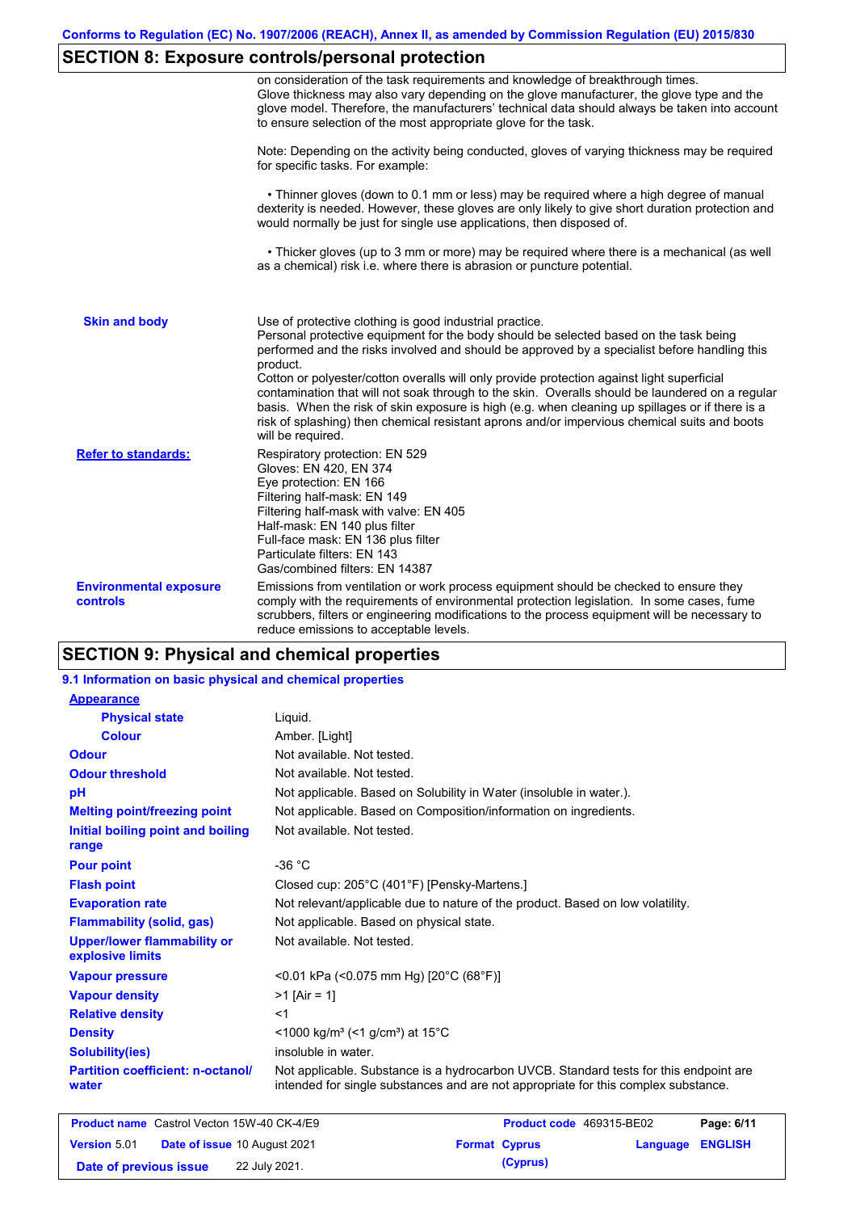## SECTION 8: Exposure controls/personal protection

on consideration of the task requirements and knowledge of breakthrough times. Glove thickness may also vary depending on the glove manufacturer, the glove type and the glove model. Therefore, the manufacturers' technical data should always be taken into account to ensure selection of the most appropriate glove for the task.

Note: Depending on the activity being conducted, gloves of varying thickness may be required for specific tasks. For example:

• Thinner gloves (down to 0.1 mm or less) may be required where a high degree of manual dexterity is needed. However, these gloves are only likely to give short duration protection and would normally be just for single use applications, then disposed of.

• Thicker gloves (up to 3 mm or more) may be required where there is a mechanical (as well as a chemical) risk i.e. where there is abrasion or puncture potential.

**Skin and body**

Use of protective clothing is good industrial practice.
Personal protective equipment for the body should be selected based on the task being performed and the risks involved and should be approved by a specialist before handling this product.
Cotton or polyester/cotton overalls will only provide protection against light superficial contamination that will not soak through to the skin. Overalls should be laundered on a regular basis. When the risk of skin exposure is high (e.g. when cleaning up spillages or if there is a risk of splashing) then chemical resistant aprons and/or impervious chemical suits and boots will be required.

**Refer to standards:**

Respiratory protection: EN 529
Gloves: EN 420, EN 374
Eye protection: EN 166
Filtering half-mask: EN 149
Filtering half-mask with valve: EN 405
Half-mask: EN 140 plus filter
Full-face mask: EN 136 plus filter
Particulate filters: EN 143
Gas/combined filters: EN 14387

**Environmental exposure controls**

Emissions from ventilation or work process equipment should be checked to ensure they comply with the requirements of environmental protection legislation. In some cases, fume scrubbers, filters or engineering modifications to the process equipment will be necessary to reduce emissions to acceptable levels.

## SECTION 9: Physical and chemical properties

### 9.1 Information on basic physical and chemical properties

**Appearance**

| | |
|---|---|
| **Physical state** | Liquid. |
| **Colour** | Amber. [Light] |
| **Odour** | Not available. Not tested. |
| **Odour threshold** | Not available. Not tested. |
| **pH** | Not applicable. Based on Solubility in Water (insoluble in water.). |
| **Melting point/freezing point** | Not applicable. Based on Composition/information on ingredients. |
| **Initial boiling point and boiling range** | Not available. Not tested. |
| **Pour point** | -36 °C |
| **Flash point** | Closed cup: 205°C (401°F) [Pensky-Martens.] |
| **Evaporation rate** | Not relevant/applicable due to nature of the product. Based on low volatility. |
| **Flammability (solid, gas)** | Not applicable. Based on physical state. |
| **Upper/lower flammability or explosive limits** | Not available. Not tested. |
| **Vapour pressure** | <0.01 kPa (<0.075 mm Hg) [20°C (68°F)] |
| **Vapour density** | >1 [Air = 1] |
| **Relative density** | <1 |
| **Density** | <1000 kg/m³ (<1 g/cm³) at 15°C |
| **Solubility(ies)** | insoluble in water. |
| **Partition coefficient: n-octanol/water** | Not applicable. Substance is a hydrocarbon UVCB. Standard tests for this endpoint are intended for single substances and are not appropriate for this complex substance. |

| | | | |
|---|---|---|---|
| **Product name** Castrol Vecton 15W-40 CK-4/E9 | | **Product code** 469315-BE02 | |
| **Version** 5.01 | **Date of issue** 10 August 2021 | **Format** Cyprus (Cyprus) | **Language** ENGLISH |
| **Date of previous issue** | 22 July 2021. | | |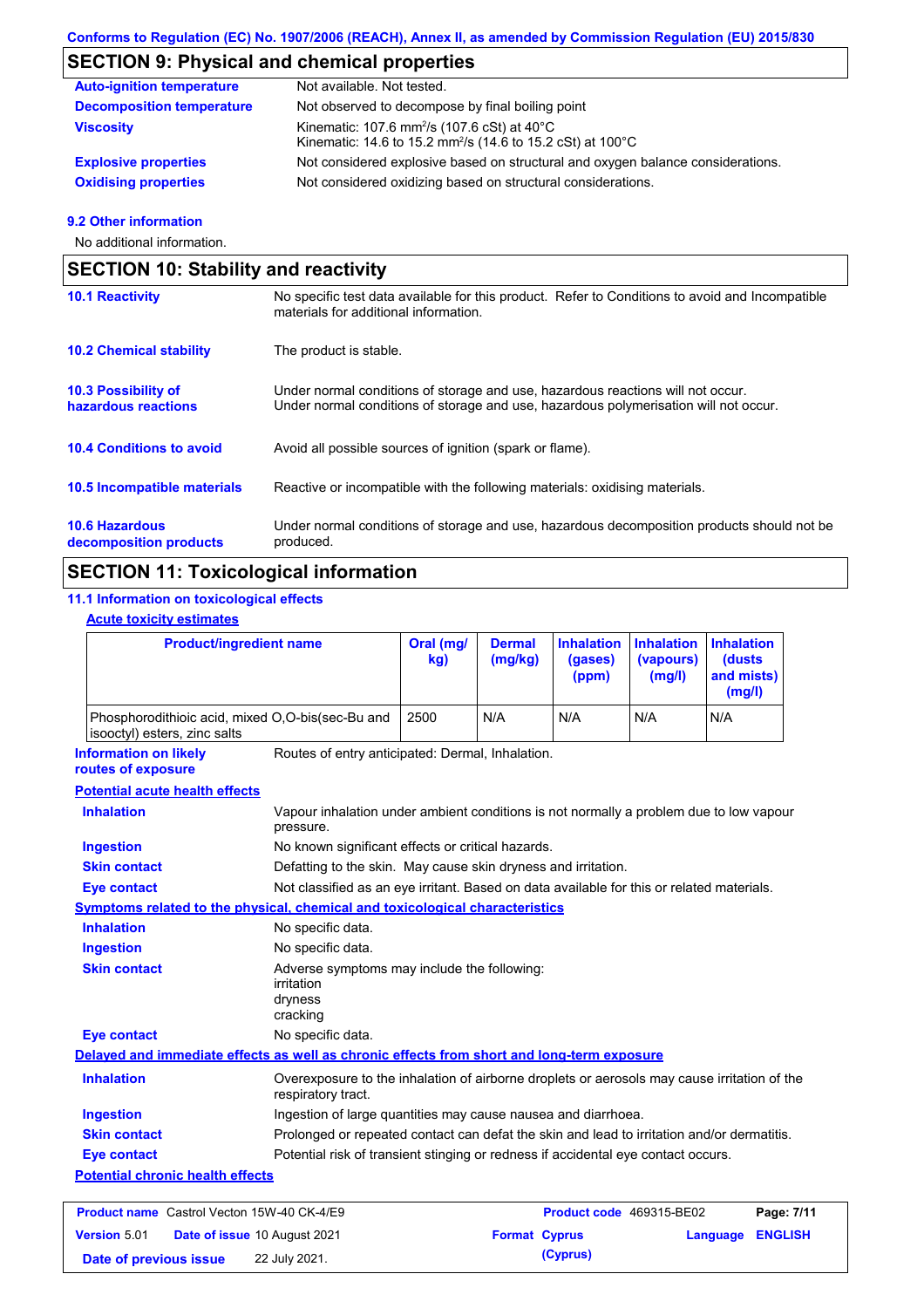## SECTION 9: Physical and chemical properties

| | |
|---|---|
| **Auto-ignition temperature** | Not available. Not tested. |
| **Decomposition temperature** | Not observed to decompose by final boiling point |
| **Viscosity** | Kinematic: 107.6 $mm^2/s$ (107.6 cSt) at 40°C<br>Kinematic: 14.6 to 15.2 $mm^2/s$ (14.6 to 15.2 cSt) at 100°C |
| **Explosive properties** | Not considered explosive based on structural and oxygen balance considerations. |
| **Oxidising properties** | Not considered oxidizing based on structural considerations. |

### 9.2 Other information

No additional information.

## SECTION 10: Stability and reactivity

| | |
|---|---|
| **10.1 Reactivity** | No specific test data available for this product. Refer to Conditions to avoid and Incompatible materials for additional information. |
| **10.2 Chemical stability** | The product is stable. |
| **10.3 Possibility of hazardous reactions** | Under normal conditions of storage and use, hazardous reactions will not occur.<br>Under normal conditions of storage and use, hazardous polymerisation will not occur. |
| **10.4 Conditions to avoid** | Avoid all possible sources of ignition (spark or flame). |
| **10.5 Incompatible materials** | Reactive or incompatible with the following materials: oxidising materials. |
| **10.6 Hazardous decomposition products** | Under normal conditions of storage and use, hazardous decomposition products should not be produced. |

## SECTION 11: Toxicological information

### 11.1 Information on toxicological effects

**Acute toxicity estimates**

| Product/ingredient name | Oral (mg/kg) | Dermal (mg/kg) | Inhalation (gases) (ppm) | Inhalation (vapours) (mg/l) | Inhalation (dusts and mists) (mg/l) |
|---|---|---|---|---|---|
| Phosphorodithioic acid, mixed O,O-bis(sec-Bu and isooctyl) esters, zinc salts | 2500 | N/A | N/A | N/A | N/A |

**Information on likely routes of exposure**: Routes of entry anticipated: Dermal, Inhalation.

**Potential acute health effects**

| | |
|---|---|
| **Inhalation** | Vapour inhalation under ambient conditions is not normally a problem due to low vapour pressure. |
| **Ingestion** | No known significant effects or critical hazards. |
| **Skin contact** | Defatting to the skin. May cause skin dryness and irritation. |
| **Eye contact** | Not classified as an eye irritant. Based on data available for this or related materials. |

**Symptoms related to the physical, chemical and toxicological characteristics**

| | |
|---|---|
| **Inhalation** | No specific data. |
| **Ingestion** | No specific data. |
| **Skin contact** | Adverse symptoms may include the following:<br>irritation<br>dryness<br>cracking |
| **Eye contact** | No specific data. |

**Delayed and immediate effects as well as chronic effects from short and long-term exposure**

| | |
|---|---|
| **Inhalation** | Overexposure to the inhalation of airborne droplets or aerosols may cause irritation of the respiratory tract. |
| **Ingestion** | Ingestion of large quantities may cause nausea and diarrhoea. |
| **Skin contact** | Prolonged or repeated contact can defat the skin and lead to irritation and/or dermatitis. |
| **Eye contact** | Potential risk of transient stinging or redness if accidental eye contact occurs. |

**Potential chronic health effects**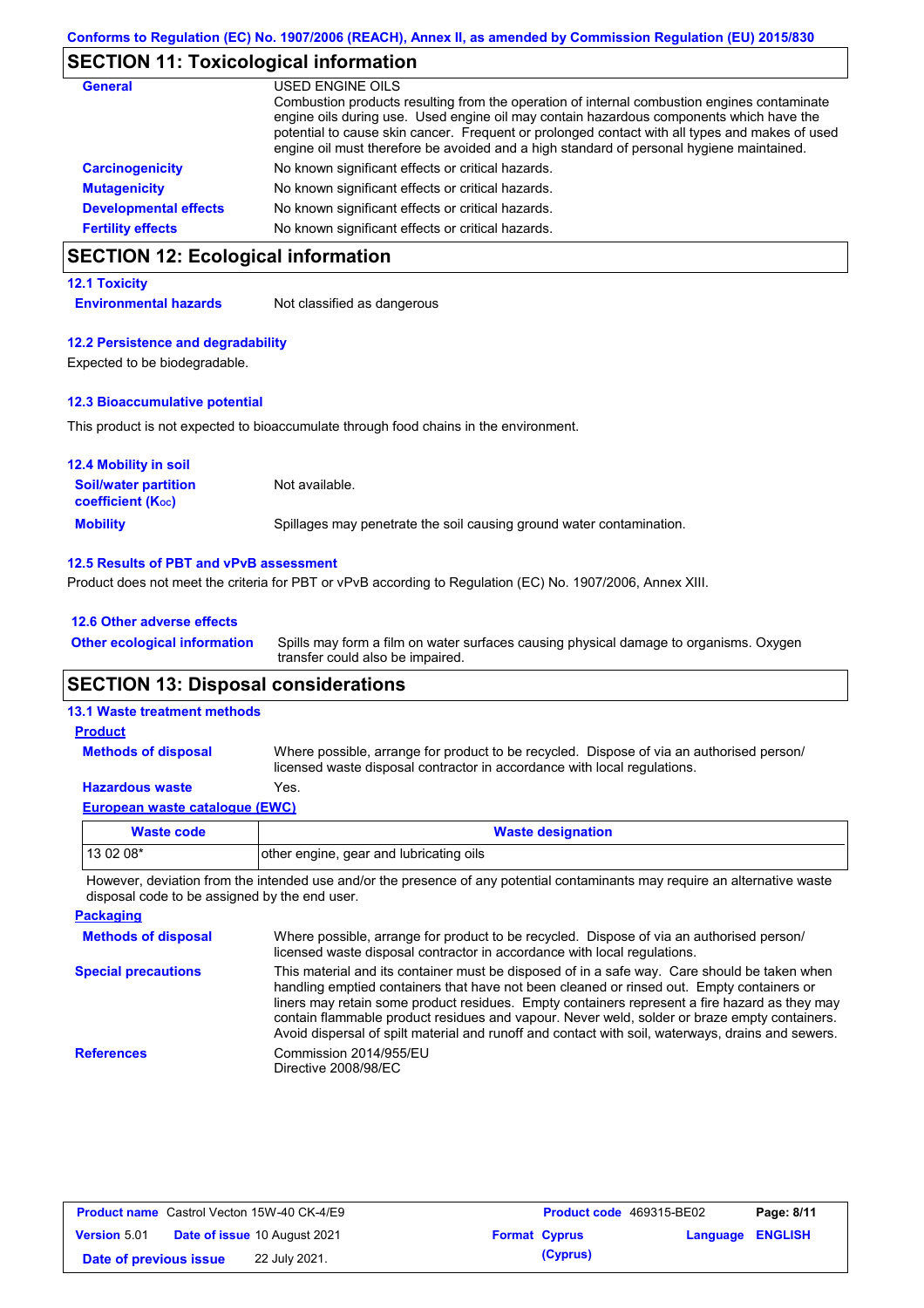Conforms to Regulation (EC) No. 1907/2006 (REACH), Annex II, as amended by Commission Regulation (EU) 2015/830

## SECTION 11: Toxicological information

**General**

USED ENGINE OILS
Combustion products resulting from the operation of internal combustion engines contaminate engine oils during use. Used engine oil may contain hazardous components which have the potential to cause skin cancer. Frequent or prolonged contact with all types and makes of used engine oil must therefore be avoided and a high standard of personal hygiene maintained.

**Carcinogenicity** No known significant effects or critical hazards.

**Mutagenicity** No known significant effects or critical hazards.

**Developmental effects** No known significant effects or critical hazards.

**Fertility effects** No known significant effects or critical hazards.

## SECTION 12: Ecological information

### 12.1 Toxicity

**Environmental hazards** Not classified as dangerous

### 12.2 Persistence and degradability

Expected to be biodegradable.

### 12.3 Bioaccumulative potential

This product is not expected to bioaccumulate through food chains in the environment.

### 12.4 Mobility in soil

**Soil/water partition coefficient ($K_{OC}$)** Not available.

**Mobility** Spillages may penetrate the soil causing ground water contamination.

### 12.5 Results of PBT and vPvB assessment

Product does not meet the criteria for PBT or vPvB according to Regulation (EC) No. 1907/2006, Annex XIII.

### 12.6 Other adverse effects

**Other ecological information** Spills may form a film on water surfaces causing physical damage to organisms. Oxygen transfer could also be impaired.

## SECTION 13: Disposal considerations

### 13.1 Waste treatment methods

**Product**

**Methods of disposal** Where possible, arrange for product to be recycled. Dispose of via an authorised person/ licensed waste disposal contractor in accordance with local regulations.

**Hazardous waste** Yes.

**European waste catalogue (EWC)**

| Waste code | Waste designation |
|---|---|
| 13 02 08* | other engine, gear and lubricating oils |

However, deviation from the intended use and/or the presence of any potential contaminants may require an alternative waste disposal code to be assigned by the end user.

**Packaging**

**Methods of disposal** Where possible, arrange for product to be recycled. Dispose of via an authorised person/ licensed waste disposal contractor in accordance with local regulations.

**Special precautions** This material and its container must be disposed of in a safe way. Care should be taken when handling emptied containers that have not been cleaned or rinsed out. Empty containers or liners may retain some product residues. Empty containers represent a fire hazard as they may contain flammable product residues and vapour. Never weld, solder or braze empty containers. Avoid dispersal of spilt material and runoff and contact with soil, waterways, drains and sewers.

**References** Commission 2014/955/EU
Directive 2008/98/EC

| Product name Castrol Vecton 15W-40 CK-4/E9 | Product code 469315-BE02 | Page: 8/11 |
|---|---|---|
| Version 5.01 Date of issue 10 August 2021 | Format Cyprus | Language ENGLISH |
| Date of previous issue 22 July 2021. | (Cyprus) | |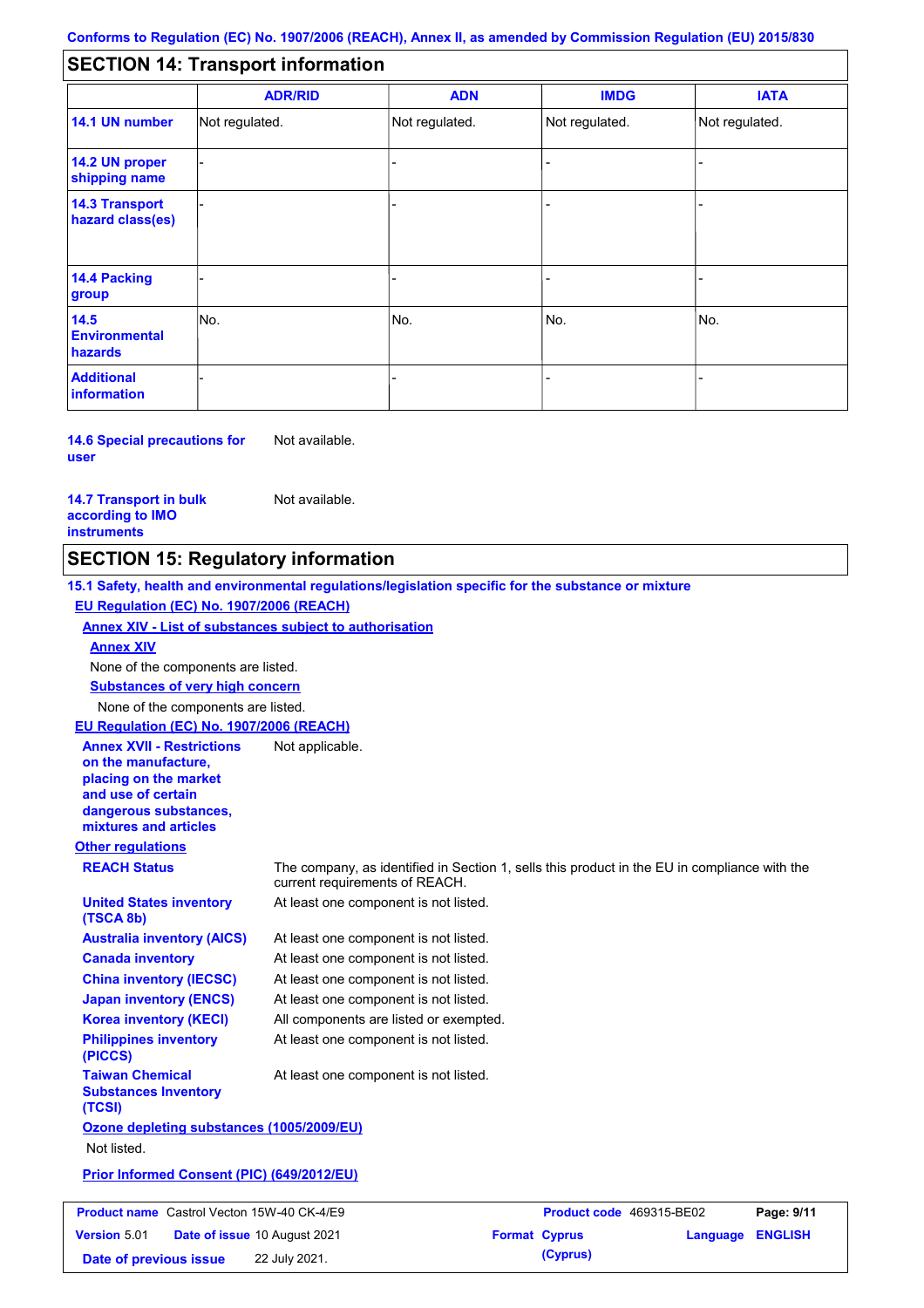Conforms to Regulation (EC) No. 1907/2006 (REACH), Annex II, as amended by Commission Regulation (EU) 2015/830

## SECTION 14: Transport information

| | ADR/RID | ADN | IMDG | IATA |
|---|---|---|---|---|
| **14.1 UN number** | Not regulated. | Not regulated. | Not regulated. | Not regulated. |
| **14.2 UN proper shipping name** | - | - | - | - |
| **14.3 Transport hazard class(es)** | - | - | - | - |
| **14.4 Packing group** | - | - | - | - |
| **14.5 Environmental hazards** | No. | No. | No. | No. |
| **Additional information** | - | - | - | - |

**14.6 Special precautions for user** Not available.

**14.7 Transport in bulk according to IMO instruments** Not available.

## SECTION 15: Regulatory information

**15.1 Safety, health and environmental regulations/legislation specific for the substance or mixture**

**EU Regulation (EC) No. 1907/2006 (REACH)**

**Annex XIV - List of substances subject to authorisation**

**Annex XIV**

None of the components are listed.

**Substances of very high concern**

None of the components are listed.

**EU Regulation (EC) No. 1907/2006 (REACH)**

**Annex XVII - Restrictions on the manufacture, placing on the market and use of certain dangerous substances, mixtures and articles** Not applicable.

**Other regulations**

**REACH Status** The company, as identified in Section 1, sells this product in the EU in compliance with the current requirements of REACH.

**United States inventory (TSCA 8b)** At least one component is not listed.

**Australia inventory (AICS)** At least one component is not listed.

**Canada inventory** At least one component is not listed.

**China inventory (IECSC)** At least one component is not listed.

**Japan inventory (ENCS)** At least one component is not listed.

**Korea inventory (KECI)** All components are listed or exempted.

**Philippines inventory (PICCS)** At least one component is not listed.

**Taiwan Chemical Substances Inventory (TCSI)** At least one component is not listed.

**Ozone depleting substances (1005/2009/EU)**

Not listed.

**Prior Informed Consent (PIC) (649/2012/EU)**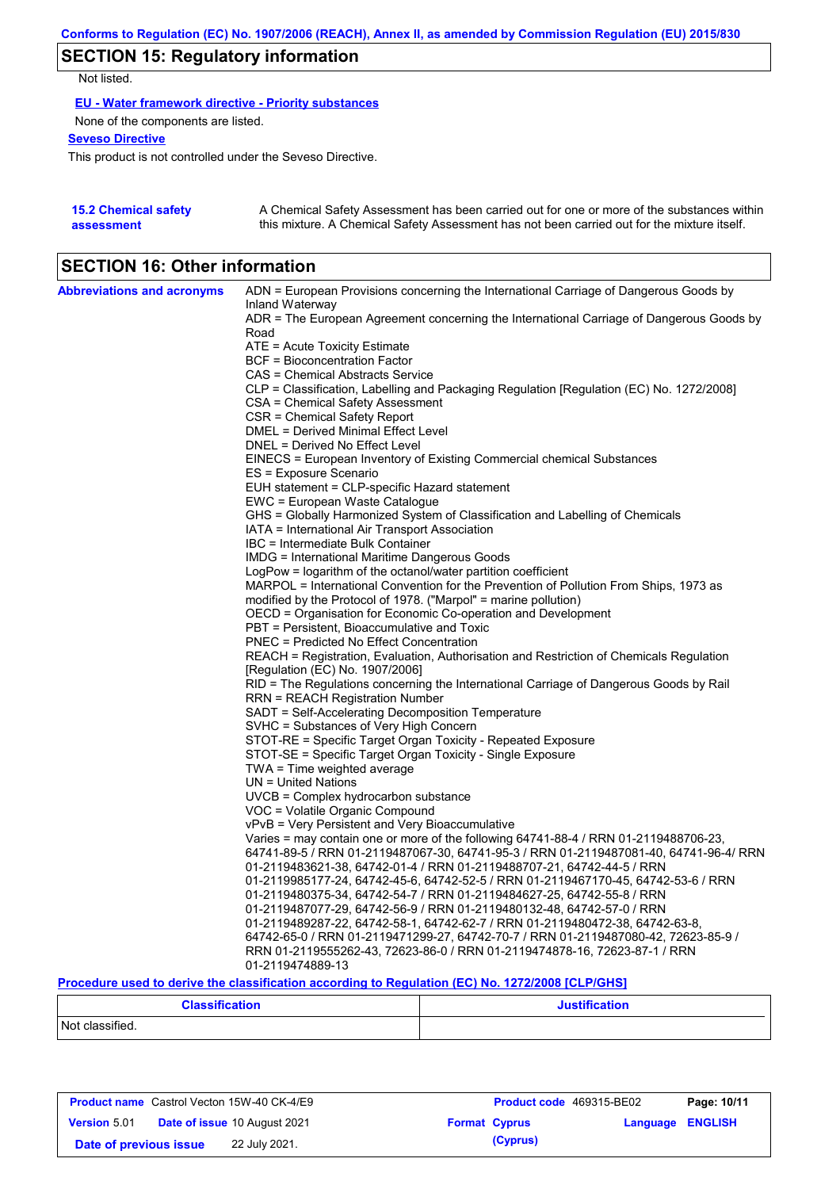## SECTION 15: Regulatory information

Not listed.

**EU - Water framework directive - Priority substances**

None of the components are listed.

**Seveso Directive**

This product is not controlled under the Seveso Directive.

**15.2 Chemical safety assessment**

A Chemical Safety Assessment has been carried out for one or more of the substances within this mixture. A Chemical Safety Assessment has not been carried out for the mixture itself.

## SECTION 16: Other information

**Abbreviations and acronyms**

ADN = European Provisions concerning the International Carriage of Dangerous Goods by Inland Waterway
ADR = The European Agreement concerning the International Carriage of Dangerous Goods by Road
ATE = Acute Toxicity Estimate
BCF = Bioconcentration Factor
CAS = Chemical Abstracts Service
CLP = Classification, Labelling and Packaging Regulation [Regulation (EC) No. 1272/2008]
CSA = Chemical Safety Assessment
CSR = Chemical Safety Report
DMEL = Derived Minimal Effect Level
DNEL = Derived No Effect Level
EINECS = European Inventory of Existing Commercial chemical Substances
ES = Exposure Scenario
EUH statement = CLP-specific Hazard statement
EWC = European Waste Catalogue
GHS = Globally Harmonized System of Classification and Labelling of Chemicals
IATA = International Air Transport Association
IBC = Intermediate Bulk Container
IMDG = International Maritime Dangerous Goods
LogPow = logarithm of the octanol/water partition coefficient
MARPOL = International Convention for the Prevention of Pollution From Ships, 1973 as modified by the Protocol of 1978. ("Marpol" = marine pollution)
OECD = Organisation for Economic Co-operation and Development
PBT = Persistent, Bioaccumulative and Toxic
PNEC = Predicted No Effect Concentration
REACH = Registration, Evaluation, Authorisation and Restriction of Chemicals Regulation [Regulation (EC) No. 1907/2006]
RID = The Regulations concerning the International Carriage of Dangerous Goods by Rail
RRN = REACH Registration Number
SADT = Self-Accelerating Decomposition Temperature
SVHC = Substances of Very High Concern
STOT-RE = Specific Target Organ Toxicity - Repeated Exposure
STOT-SE = Specific Target Organ Toxicity - Single Exposure
TWA = Time weighted average
UN = United Nations
UVCB = Complex hydrocarbon substance
VOC = Volatile Organic Compound
vPvB = Very Persistent and Very Bioaccumulative
Varies = may contain one or more of the following 64741-88-4 / RRN 01-2119488706-23, 64741-89-5 / RRN 01-2119487067-30, 64741-95-3 / RRN 01-2119487081-40, 64741-96-4/ RRN 01-2119483621-38, 64742-01-4 / RRN 01-2119488707-21, 64742-44-5 / RRN 01-2119985177-24, 64742-45-6, 64742-52-5 / RRN 01-2119467170-45, 64742-53-6 / RRN 01-2119480375-34, 64742-54-7 / RRN 01-2119484627-25, 64742-55-8 / RRN 01-2119487077-29, 64742-56-9 / RRN 01-2119480132-48, 64742-57-0 / RRN 01-2119489287-22, 64742-58-1, 64742-62-7 / RRN 01-2119480472-38, 64742-63-8, 64742-65-0 / RRN 01-2119471299-27, 64742-70-7 / RRN 01-2119487080-42, 72623-85-9 / RRN 01-2119555262-43, 72623-86-0 / RRN 01-2119474878-16, 72623-87-1 / RRN 01-2119474889-13

**Procedure used to derive the classification according to Regulation (EC) No. 1272/2008 [CLP/GHS]**

| Classification | Justification |
| --- | --- |
| Not classified. | |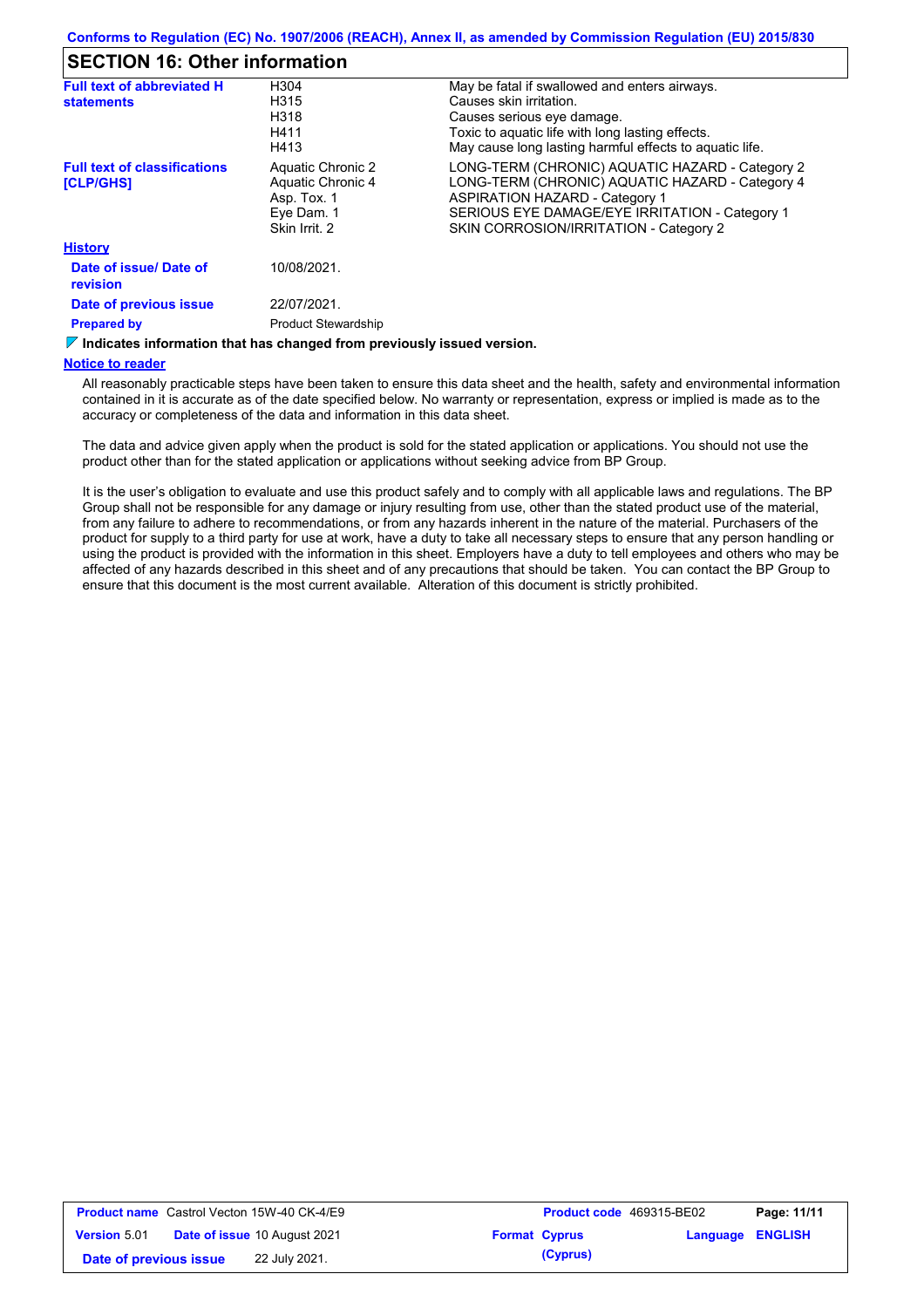Conforms to Regulation (EC) No. 1907/2006 (REACH), Annex II, as amended by Commission Regulation (EU) 2015/830

## SECTION 16: Other information

| | | |
|---|---|---|
| **Full text of abbreviated H statements** | H304 | May be fatal if swallowed and enters airways. |
| | H315 | Causes skin irritation. |
| | H318 | Causes serious eye damage. |
| | H411 | Toxic to aquatic life with long lasting effects. |
| | H413 | May cause long lasting harmful effects to aquatic life. |
| **Full text of classifications [CLP/GHS]** | Aquatic Chronic 2 | LONG-TERM (CHRONIC) AQUATIC HAZARD - Category 2 |
| | Aquatic Chronic 4 | LONG-TERM (CHRONIC) AQUATIC HAZARD - Category 4 |
| | Asp. Tox. 1 | ASPIRATION HAZARD - Category 1 |
| | Eye Dam. 1 | SERIOUS EYE DAMAGE/EYE IRRITATION - Category 1 |
| | Skin Irrit. 2 | SKIN CORROSION/IRRITATION - Category 2 |

**History**

| | |
|---|---|
| **Date of issue/ Date of revision** | 10/08/2021. |
| **Date of previous issue** | 22/07/2021. |
| **Prepared by** | Product Stewardship |

**Indicates information that has changed from previously issued version.**

**Notice to reader**

All reasonably practicable steps have been taken to ensure this data sheet and the health, safety and environmental information contained in it is accurate as of the date specified below. No warranty or representation, express or implied is made as to the accuracy or completeness of the data and information in this data sheet.

The data and advice given apply when the product is sold for the stated application or applications. You should not use the product other than for the stated application or applications without seeking advice from BP Group.

It is the user's obligation to evaluate and use this product safely and to comply with all applicable laws and regulations. The BP Group shall not be responsible for any damage or injury resulting from use, other than the stated product use of the material, from any failure to adhere to recommendations, or from any hazards inherent in the nature of the material. Purchasers of the product for supply to a third party for use at work, have a duty to take all necessary steps to ensure that any person handling or using the product is provided with the information in this sheet. Employers have a duty to tell employees and others who may be affected of any hazards described in this sheet and of any precautions that should be taken. You can contact the BP Group to ensure that this document is the most current available. Alteration of this document is strictly prohibited.